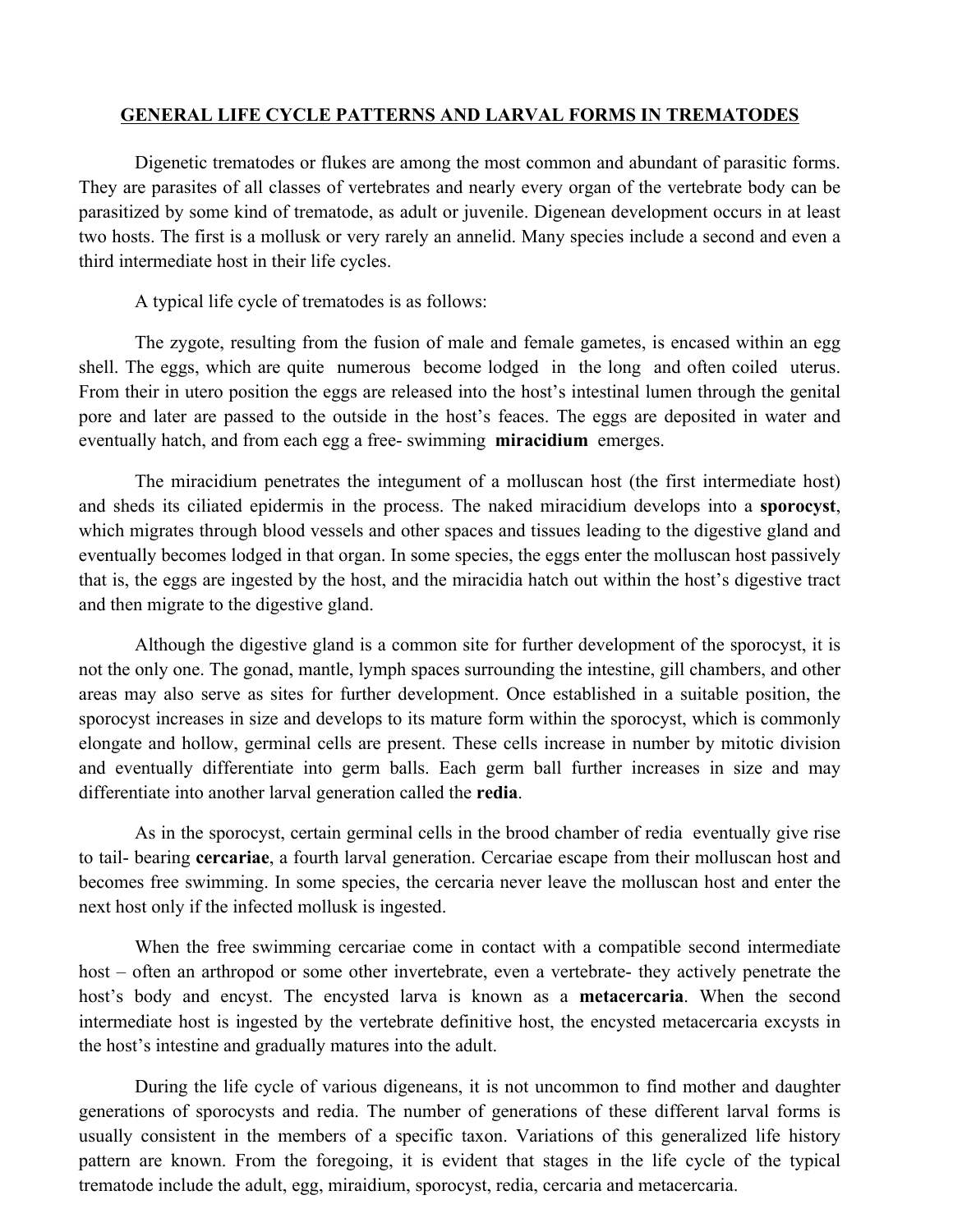# GENERAL LIFE CYCLE PATTERNS AND LARVAL FORMS IN TREMATODES

Digenetic trematodes or flukes are among the most common and abundant of parasitic forms. They are parasites of all classes of vertebrates and nearly every organ of the vertebrate body can be parasitized by some kind of trematode, as adult or juvenile. Digenean development occurs in at least two hosts. The first is a mollusk or very rarely an annelid. Many species include a second and even a third intermediate host in their life cycles.

A typical life cycle of trematodes is as follows:

The zygote, resulting from the fusion of male and female gametes, is encased within an egg shell. The eggs, which are quite numerous become lodged in the long and often coiled uterus. From their in utero position the eggs are released into the host's intestinal lumen through the genital pore and later are passed to the outside in the host's feaces. The eggs are deposited in water and eventually hatch, and from each egg a free- swimming **miracidium** emerges.

The miracidium penetrates the integument of a molluscan host (the first intermediate host) and sheds its ciliated epidermis in the process. The naked miracidium develops into a **sporocyst**, which migrates through blood vessels and other spaces and tissues leading to the digestive gland and eventually becomes lodged in that organ. In some species, the eggs enter the molluscan host passively that is, the eggs are ingested by the host, and the miracidia hatch out within the host's digestive tract and then migrate to the digestive gland.

Although the digestive gland is a common site for further development of the sporocyst, it is not the only one. The gonad, mantle, lymph spaces surrounding the intestine, gill chambers, and other areas may also serve as sites for further development. Once established in a suitable position, the sporocyst increases in size and develops to its mature form within the sporocyst, which is commonly elongate and hollow, germinal cells are present. These cells increase in number by mitotic division and eventually differentiate into germ balls. Each germ ball further increases in size and may differentiate into another larval generation called the **redia**.

As in the sporocyst, certain germinal cells in the brood chamber of redia eventually give rise to tail- bearing **cercariae**, a fourth larval generation. Cercariae escape from their molluscan host and becomes free swimming. In some species, the cercaria never leave the molluscan host and enter the next host only if the infected mollusk is ingested.

When the free swimming cercariae come in contact with a compatible second intermediate host – often an arthropod or some other invertebrate, even a vertebrate- they actively penetrate the host's body and encyst. The encysted larva is known as a **metacercaria**. When the second intermediate host is ingested by the vertebrate definitive host, the encysted metacercaria excysts in the host's intestine and gradually matures into the adult.

During the life cycle of various digeneans, it is not uncommon to find mother and daughter generations of sporocysts and redia. The number of generations of these different larval forms is usually consistent in the members of a specific taxon. Variations of this generalized life history pattern are known. From the foregoing, it is evident that stages in the life cycle of the typical trematode include the adult, egg, miraidium, sporocyst, redia, cercaria and metacercaria.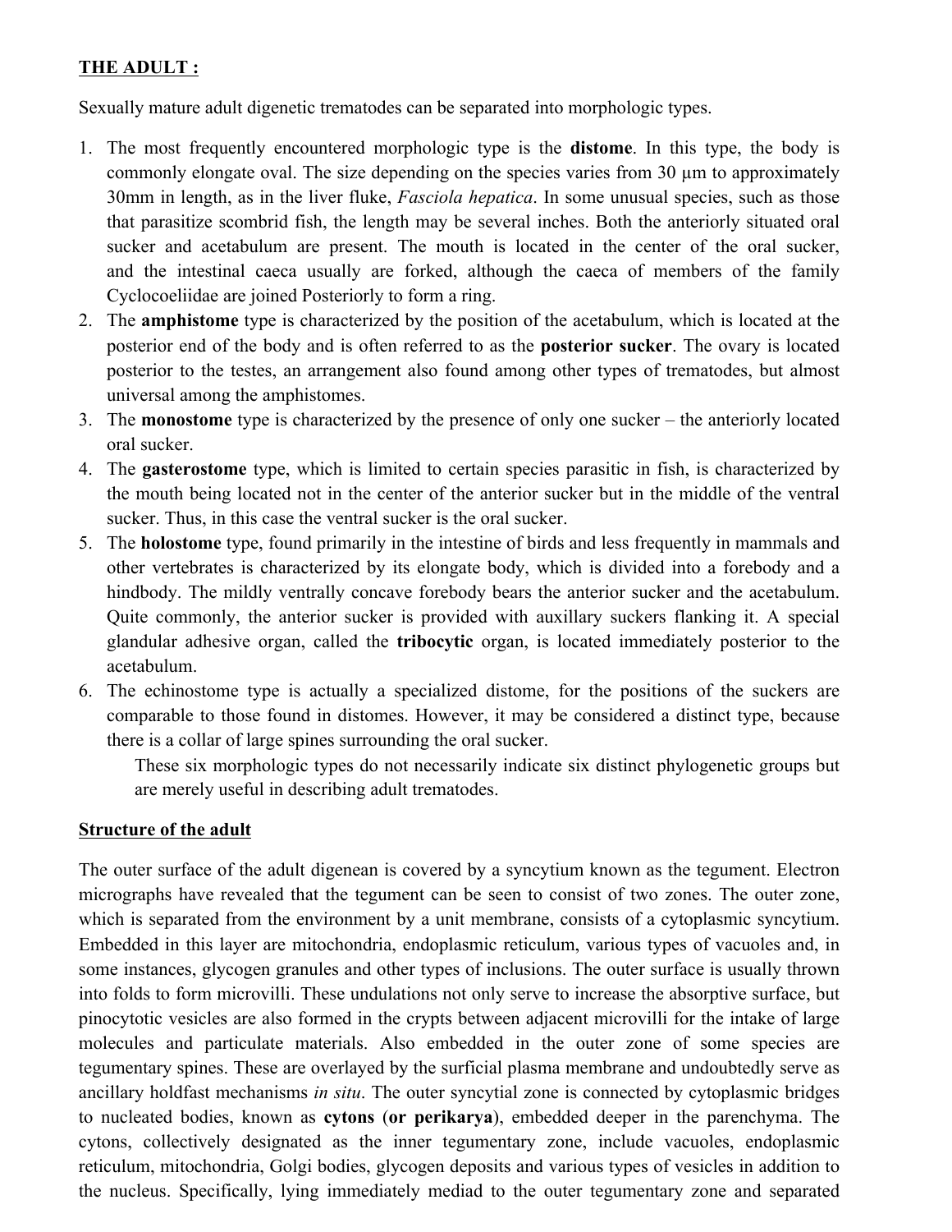**THE ADULT :**

Sexually mature adult digenetic trematodes can be separated into morphologic types.

1. The most frequently encountered morphologic type is the **distome**. In this type, the body is commonly elongate oval. The size depending on the species varies from 30 μm to approximately 30mm in length, as in the liver fluke, *Fasciola hepatica*. In some unusual species, such as those that parasitize scombrid fish, the length may be several inches. Both the anteriorly situated oral sucker and acetabulum are present. The mouth is located in the center of the oral sucker, and the intestinal caeca usually are forked, although the caeca of members of the family Cyclocoeliidae are joined Posteriorly to form a ring.
2. The **amphistome** type is characterized by the position of the acetabulum, which is located at the posterior end of the body and is often referred to as the **posterior sucker**. The ovary is located posterior to the testes, an arrangement also found among other types of trematodes, but almost universal among the amphistomes.
3. The **monostome** type is characterized by the presence of only one sucker – the anteriorly located oral sucker.
4. The **gasterostome** type, which is limited to certain species parasitic in fish, is characterized by the mouth being located not in the center of the anterior sucker but in the middle of the ventral sucker. Thus, in this case the ventral sucker is the oral sucker.
5. The **holostome** type, found primarily in the intestine of birds and less frequently in mammals and other vertebrates is characterized by its elongate body, which is divided into a forebody and a hindbody. The mildly ventrally concave forebody bears the anterior sucker and the acetabulum. Quite commonly, the anterior sucker is provided with auxillary suckers flanking it. A special glandular adhesive organ, called the **tribocytic** organ, is located immediately posterior to the acetabulum.
6. The echinostome type is actually a specialized distome, for the positions of the suckers are comparable to those found in distomes. However, it may be considered a distinct type, because there is a collar of large spines surrounding the oral sucker.

   These six morphologic types do not necessarily indicate six distinct phylogenetic groups but are merely useful in describing adult trematodes.

**Structure of the adult**

The outer surface of the adult digenean is covered by a syncytium known as the tegument. Electron micrographs have revealed that the tegument can be seen to consist of two zones. The outer zone, which is separated from the environment by a unit membrane, consists of a cytoplasmic syncytium. Embedded in this layer are mitochondria, endoplasmic reticulum, various types of vacuoles and, in some instances, glycogen granules and other types of inclusions. The outer surface is usually thrown into folds to form microvilli. These undulations not only serve to increase the absorptive surface, but pinocytotic vesicles are also formed in the crypts between adjacent microvilli for the intake of large molecules and particulate materials. Also embedded in the outer zone of some species are tegumentary spines. These are overlayed by the surficial plasma membrane and undoubtedly serve as ancillary holdfast mechanisms *in situ*. The outer syncytial zone is connected by cytoplasmic bridges to nucleated bodies, known as **cytons** (**or perikarya**), embedded deeper in the parenchyma. The cytons, collectively designated as the inner tegumentary zone, include vacuoles, endoplasmic reticulum, mitochondria, Golgi bodies, glycogen deposits and various types of vesicles in addition to the nucleus. Specifically, lying immediately mediad to the outer tegumentary zone and separated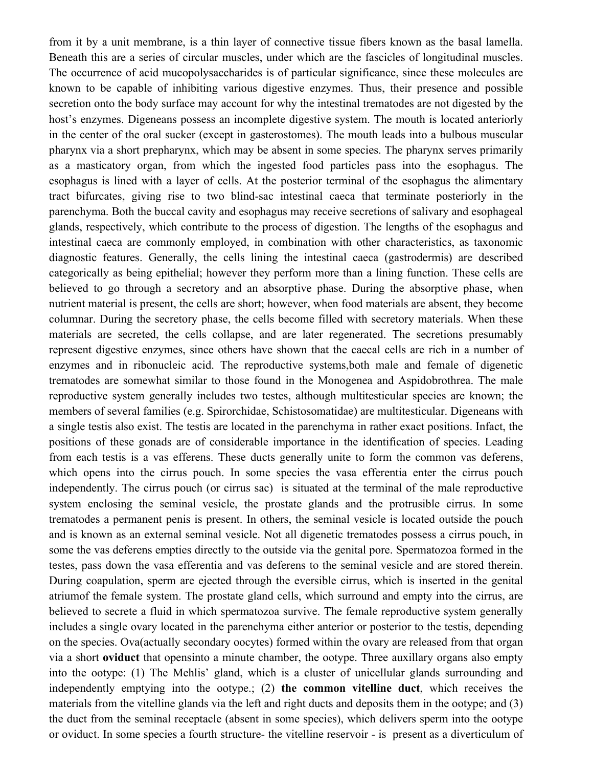from it by a unit membrane, is a thin layer of connective tissue fibers known as the basal lamella. Beneath this are a series of circular muscles, under which are the fascicles of longitudinal muscles. The occurrence of acid mucopolysaccharides is of particular significance, since these molecules are known to be capable of inhibiting various digestive enzymes. Thus, their presence and possible secretion onto the body surface may account for why the intestinal trematodes are not digested by the host's enzymes. Digeneans possess an incomplete digestive system. The mouth is located anteriorly in the center of the oral sucker (except in gasterostomes). The mouth leads into a bulbous muscular pharynx via a short prepharynx, which may be absent in some species. The pharynx serves primarily as a masticatory organ, from which the ingested food particles pass into the esophagus. The esophagus is lined with a layer of cells. At the posterior terminal of the esophagus the alimentary tract bifurcates, giving rise to two blind-sac intestinal caeca that terminate posteriorly in the parenchyma. Both the buccal cavity and esophagus may receive secretions of salivary and esophageal glands, respectively, which contribute to the process of digestion. The lengths of the esophagus and intestinal caeca are commonly employed, in combination with other characteristics, as taxonomic diagnostic features. Generally, the cells lining the intestinal caeca (gastrodermis) are described categorically as being epithelial; however they perform more than a lining function. These cells are believed to go through a secretory and an absorptive phase. During the absorptive phase, when nutrient material is present, the cells are short; however, when food materials are absent, they become columnar. During the secretory phase, the cells become filled with secretory materials. When these materials are secreted, the cells collapse, and are later regenerated. The secretions presumably represent digestive enzymes, since others have shown that the caecal cells are rich in a number of enzymes and in ribonucleic acid. The reproductive systems,both male and female of digenetic trematodes are somewhat similar to those found in the Monogenea and Aspidobrothrea. The male reproductive system generally includes two testes, although multitesticular species are known; the members of several families (e.g. Spirorchidae, Schistosomatidae) are multitesticular. Digeneans with a single testis also exist. The testis are located in the parenchyma in rather exact positions. Infact, the positions of these gonads are of considerable importance in the identification of species. Leading from each testis is a vas efferens. These ducts generally unite to form the common vas deferens, which opens into the cirrus pouch. In some species the vasa efferentia enter the cirrus pouch independently. The cirrus pouch (or cirrus sac) is situated at the terminal of the male reproductive system enclosing the seminal vesicle, the prostate glands and the protrusible cirrus. In some trematodes a permanent penis is present. In others, the seminal vesicle is located outside the pouch and is known as an external seminal vesicle. Not all digenetic trematodes possess a cirrus pouch, in some the vas deferens empties directly to the outside via the genital pore. Spermatozoa formed in the testes, pass down the vasa efferentia and vas deferens to the seminal vesicle and are stored therein. During coapulation, sperm are ejected through the eversible cirrus, which is inserted in the genital atriumof the female system. The prostate gland cells, which surround and empty into the cirrus, are believed to secrete a fluid in which spermatozoa survive. The female reproductive system generally includes a single ovary located in the parenchyma either anterior or posterior to the testis, depending on the species. Ova(actually secondary oocytes) formed within the ovary are released from that organ via a short **oviduct** that opensinto a minute chamber, the ootype. Three auxillary organs also empty into the ootype: (1) The Mehlis' gland, which is a cluster of unicellular glands surrounding and independently emptying into the ootype.; (2) **the common vitelline duct**, which receives the materials from the vitelline glands via the left and right ducts and deposits them in the ootype; and (3) the duct from the seminal receptacle (absent in some species), which delivers sperm into the ootype or oviduct. In some species a fourth structure- the vitelline reservoir - is present as a diverticulum of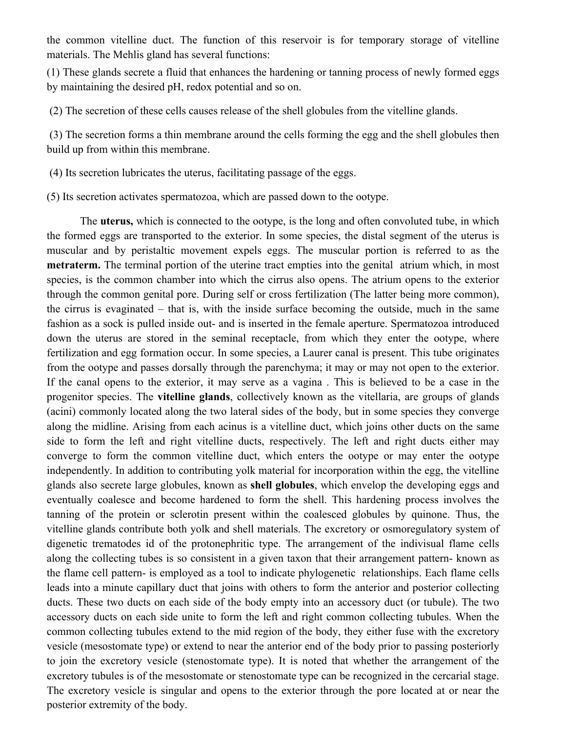the common vitelline duct. The function of this reservoir is for temporary storage of vitelline materials. The Mehlis gland has several functions:

(1) These glands secrete a fluid that enhances the hardening or tanning process of newly formed eggs by maintaining the desired pH, redox potential and so on.

(2) The secretion of these cells causes release of the shell globules from the vitelline glands.

(3) The secretion forms a thin membrane around the cells forming the egg and the shell globules then build up from within this membrane.

(4) Its secretion lubricates the uterus, facilitating passage of the eggs.

(5) Its secretion activates spermatozoa, which are passed down to the ootype.

The **uterus,** which is connected to the ootype, is the long and often convoluted tube, in which the formed eggs are transported to the exterior. In some species, the distal segment of the uterus is muscular and by peristaltic movement expels eggs. The muscular portion is referred to as the **metraterm.** The terminal portion of the uterine tract empties into the genital atrium which, in most species, is the common chamber into which the cirrus also opens. The atrium opens to the exterior through the common genital pore. During self or cross fertilization (The latter being more common), the cirrus is evaginated – that is, with the inside surface becoming the outside, much in the same fashion as a sock is pulled inside out- and is inserted in the female aperture. Spermatozoa introduced down the uterus are stored in the seminal receptacle, from which they enter the ootype, where fertilization and egg formation occur. In some species, a Laurer canal is present. This tube originates from the ootype and passes dorsally through the parenchyma; it may or may not open to the exterior. If the canal opens to the exterior, it may serve as a vagina . This is believed to be a case in the progenitor species. The **vitelline glands**, collectively known as the vitellaria, are groups of glands (acini) commonly located along the two lateral sides of the body, but in some species they converge along the midline. Arising from each acinus is a vitelline duct, which joins other ducts on the same side to form the left and right vitelline ducts, respectively. The left and right ducts either may converge to form the common vitelline duct, which enters the ootype or may enter the ootype independently. In addition to contributing yolk material for incorporation within the egg, the vitelline glands also secrete large globules, known as **shell globules**, which envelop the developing eggs and eventually coalesce and become hardened to form the shell. This hardening process involves the tanning of the protein or sclerotin present within the coalesced globules by quinone. Thus, the vitelline glands contribute both yolk and shell materials. The excretory or osmoregulatory system of digenetic trematodes id of the protonephritic type. The arrangement of the indivisual flame cells along the collecting tubes is so consistent in a given taxon that their arrangement pattern- known as the flame cell pattern- is employed as a tool to indicate phylogenetic relationships. Each flame cells leads into a minute capillary duct that joins with others to form the anterior and posterior collecting ducts. These two ducts on each side of the body empty into an accessory duct (or tubule). The two accessory ducts on each side unite to form the left and right common collecting tubules. When the common collecting tubules extend to the mid region of the body, they either fuse with the excretory vesicle (mesostomate type) or extend to near the anterior end of the body prior to passing posteriorly to join the excretory vesicle (stenostomate type). It is noted that whether the arrangement of the excretory tubules is of the mesostomate or stenostomate type can be recognized in the cercarial stage. The excretory vesicle is singular and opens to the exterior through the pore located at or near the posterior extremity of the body.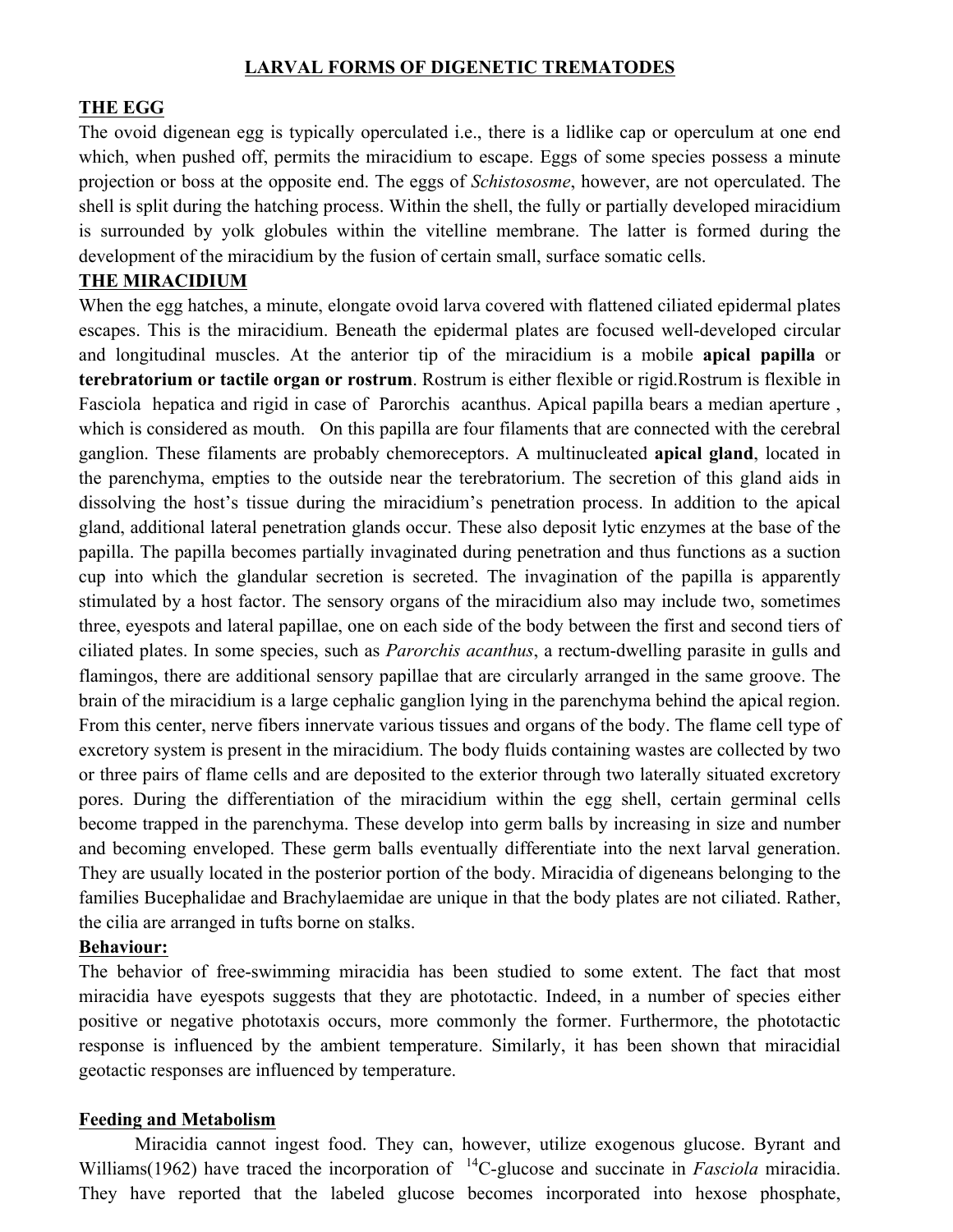# LARVAL FORMS OF DIGENETIC TREMATODES

## THE EGG

The ovoid digenean egg is typically operculated i.e., there is a lidlike cap or operculum at one end which, when pushed off, permits the miracidium to escape. Eggs of some species possess a minute projection or boss at the opposite end. The eggs of *Schistososme*, however, are not operculated. The shell is split during the hatching process. Within the shell, the fully or partially developed miracidium is surrounded by yolk globules within the vitelline membrane. The latter is formed during the development of the miracidium by the fusion of certain small, surface somatic cells.

## THE MIRACIDIUM

When the egg hatches, a minute, elongate ovoid larva covered with flattened ciliated epidermal plates escapes. This is the miracidium. Beneath the epidermal plates are focused well-developed circular and longitudinal muscles. At the anterior tip of the miracidium is a mobile **apical papilla** or **terebratorium or tactile organ or rostrum**. Rostrum is either flexible or rigid.Rostrum is flexible in Fasciola hepatica and rigid in case of Parorchis acanthus. Apical papilla bears a median aperture , which is considered as mouth. On this papilla are four filaments that are connected with the cerebral ganglion. These filaments are probably chemoreceptors. A multinucleated **apical gland**, located in the parenchyma, empties to the outside near the terebratorium. The secretion of this gland aids in dissolving the host's tissue during the miracidium's penetration process. In addition to the apical gland, additional lateral penetration glands occur. These also deposit lytic enzymes at the base of the papilla. The papilla becomes partially invaginated during penetration and thus functions as a suction cup into which the glandular secretion is secreted. The invagination of the papilla is apparently stimulated by a host factor. The sensory organs of the miracidium also may include two, sometimes three, eyespots and lateral papillae, one on each side of the body between the first and second tiers of ciliated plates. In some species, such as *Parorchis acanthus*, a rectum-dwelling parasite in gulls and flamingos, there are additional sensory papillae that are circularly arranged in the same groove. The brain of the miracidium is a large cephalic ganglion lying in the parenchyma behind the apical region. From this center, nerve fibers innervate various tissues and organs of the body. The flame cell type of excretory system is present in the miracidium. The body fluids containing wastes are collected by two or three pairs of flame cells and are deposited to the exterior through two laterally situated excretory pores. During the differentiation of the miracidium within the egg shell, certain germinal cells become trapped in the parenchyma. These develop into germ balls by increasing in size and number and becoming enveloped. These germ balls eventually differentiate into the next larval generation. They are usually located in the posterior portion of the body. Miracidia of digeneans belonging to the families Bucephalidae and Brachylaemidae are unique in that the body plates are not ciliated. Rather, the cilia are arranged in tufts borne on stalks.

### Behaviour:

The behavior of free-swimming miracidia has been studied to some extent. The fact that most miracidia have eyespots suggests that they are phototactic. Indeed, in a number of species either positive or negative phototaxis occurs, more commonly the former. Furthermore, the phototactic response is influenced by the ambient temperature. Similarly, it has been shown that miracidial geotactic responses are influenced by temperature.

### Feeding and Metabolism

Miracidia cannot ingest food. They can, however, utilize exogenous glucose. Byrant and Williams(1962) have traced the incorporation of $^{14}$C-glucose and succinate in *Fasciola* miracidia. They have reported that the labeled glucose becomes incorporated into hexose phosphate,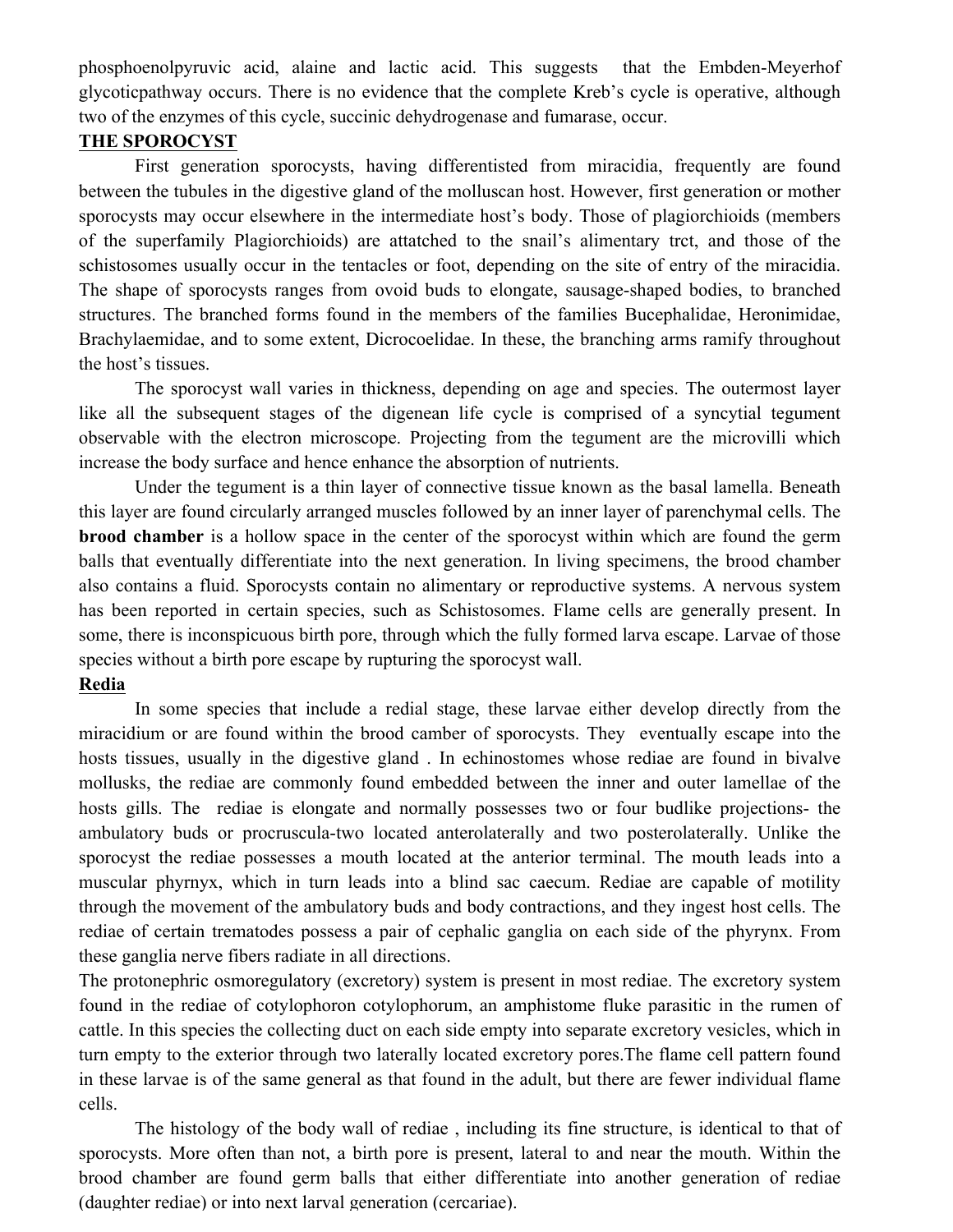phosphoenolpyruvic acid, alaine and lactic acid. This suggests that the Embden-Meyerhof glycoticpathway occurs. There is no evidence that the complete Kreb's cycle is operative, although two of the enzymes of this cycle, succinic dehydrogenase and fumarase, occur.

## THE SPOROCYST

First generation sporocysts, having differentisted from miracidia, frequently are found between the tubules in the digestive gland of the molluscan host. However, first generation or mother sporocysts may occur elsewhere in the intermediate host's body. Those of plagiorchioids (members of the superfamily Plagiorchioids) are attatched to the snail's alimentary trct, and those of the schistosomes usually occur in the tentacles or foot, depending on the site of entry of the miracidia. The shape of sporocysts ranges from ovoid buds to elongate, sausage-shaped bodies, to branched structures. The branched forms found in the members of the families Bucephalidae, Heronimidae, Brachylaemidae, and to some extent, Dicrocoelidae. In these, the branching arms ramify throughout the host's tissues.

The sporocyst wall varies in thickness, depending on age and species. The outermost layer like all the subsequent stages of the digenean life cycle is comprised of a syncytial tegument observable with the electron microscope. Projecting from the tegument are the microvilli which increase the body surface and hence enhance the absorption of nutrients.

Under the tegument is a thin layer of connective tissue known as the basal lamella. Beneath this layer are found circularly arranged muscles followed by an inner layer of parenchymal cells. The **brood chamber** is a hollow space in the center of the sporocyst within which are found the germ balls that eventually differentiate into the next generation. In living specimens, the brood chamber also contains a fluid. Sporocysts contain no alimentary or reproductive systems. A nervous system has been reported in certain species, such as Schistosomes. Flame cells are generally present. In some, there is inconspicuous birth pore, through which the fully formed larva escape. Larvae of those species without a birth pore escape by rupturing the sporocyst wall.

## Redia

In some species that include a redial stage, these larvae either develop directly from the miracidium or are found within the brood camber of sporocysts. They eventually escape into the hosts tissues, usually in the digestive gland . In echinostomes whose rediae are found in bivalve mollusks, the rediae are commonly found embedded between the inner and outer lamellae of the hosts gills. The rediae is elongate and normally possesses two or four budlike projections- the ambulatory buds or procruscula-two located anterolaterally and two posterolaterally. Unlike the sporocyst the rediae possesses a mouth located at the anterior terminal. The mouth leads into a muscular phyrnyx, which in turn leads into a blind sac caecum. Rediae are capable of motility through the movement of the ambulatory buds and body contractions, and they ingest host cells. The rediae of certain trematodes possess a pair of cephalic ganglia on each side of the phyrynx. From these ganglia nerve fibers radiate in all directions.

The protonephric osmoregulatory (excretory) system is present in most rediae. The excretory system found in the rediae of cotylophoron cotylophorum, an amphistome fluke parasitic in the rumen of cattle. In this species the collecting duct on each side empty into separate excretory vesicles, which in turn empty to the exterior through two laterally located excretory pores.The flame cell pattern found in these larvae is of the same general as that found in the adult, but there are fewer individual flame cells.

The histology of the body wall of rediae , including its fine structure, is identical to that of sporocysts. More often than not, a birth pore is present, lateral to and near the mouth. Within the brood chamber are found germ balls that either differentiate into another generation of rediae (daughter rediae) or into next larval generation (cercariae).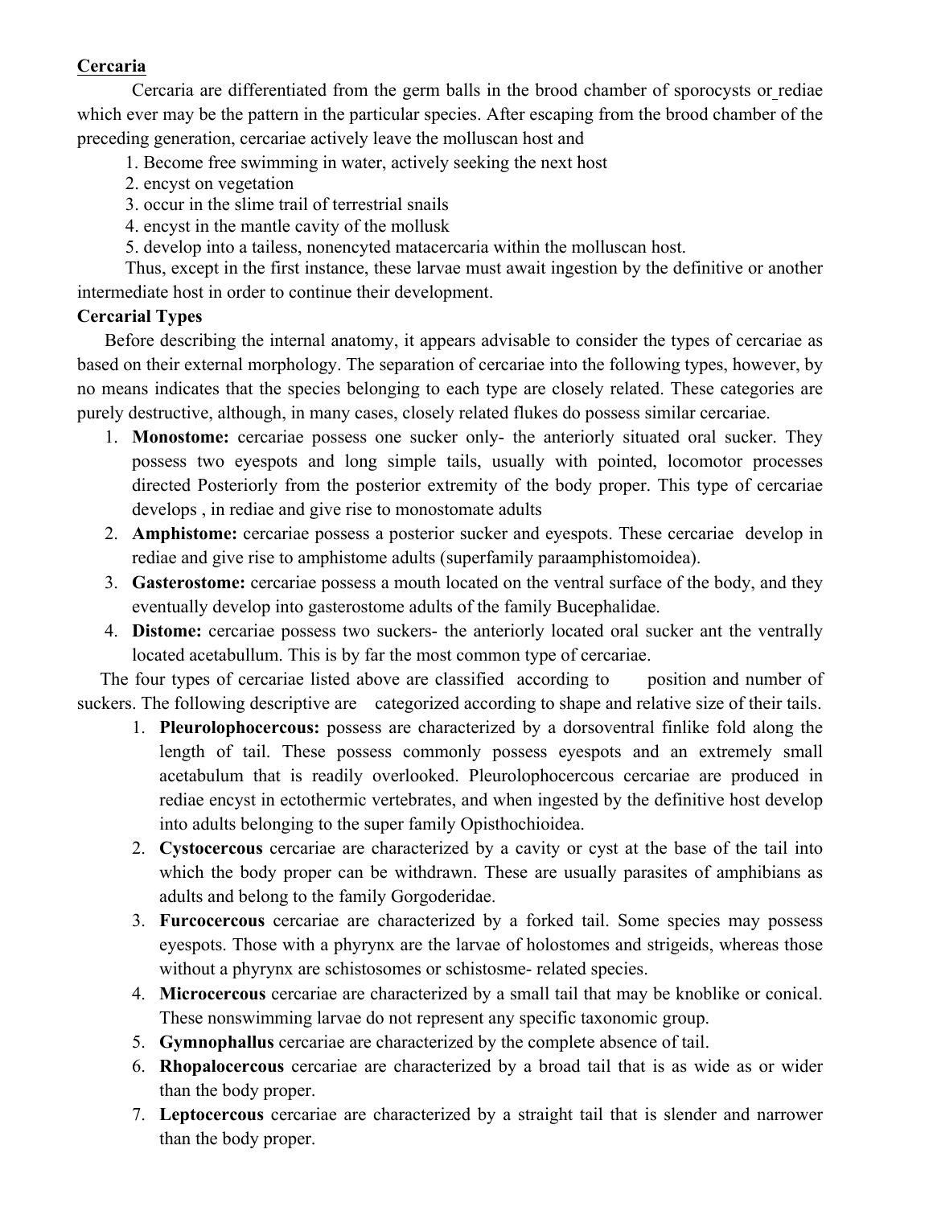**Cercaria**

Cercaria are differentiated from the germ balls in the brood chamber of sporocysts or rediae which ever may be the pattern in the particular species. After escaping from the brood chamber of the preceding generation, cercariae actively leave the molluscan host and

1. Become free swimming in water, actively seeking the next host
2. encyst on vegetation
3. occur in the slime trail of terrestrial snails
4. encyst in the mantle cavity of the mollusk
5. develop into a tailess, nonencyted matacercaria within the molluscan host.

Thus, except in the first instance, these larvae must await ingestion by the definitive or another intermediate host in order to continue their development.

**Cercarial Types**

Before describing the internal anatomy, it appears advisable to consider the types of cercariae as based on their external morphology. The separation of cercariae into the following types, however, by no means indicates that the species belonging to each type are closely related. These categories are purely destructive, although, in many cases, closely related flukes do possess similar cercariae.

1. **Monostome:** cercariae possess one sucker only- the anteriorly situated oral sucker. They possess two eyespots and long simple tails, usually with pointed, locomotor processes directed Posteriorly from the posterior extremity of the body proper. This type of cercariae develops , in rediae and give rise to monostomate adults
2. **Amphistome:** cercariae possess a posterior sucker and eyespots. These cercariae develop in rediae and give rise to amphistome adults (superfamily paraamphistomoidea).
3. **Gasterostome:** cercariae possess a mouth located on the ventral surface of the body, and they eventually develop into gasterostome adults of the family Bucephalidae.
4. **Distome:** cercariae possess two suckers- the anteriorly located oral sucker ant the ventrally located acetabullum. This is by far the most common type of cercariae.

The four types of cercariae listed above are classified according to position and number of suckers. The following descriptive are categorized according to shape and relative size of their tails.

1. **Pleurolophocercous:** possess are characterized by a dorsoventral finlike fold along the length of tail. These possess commonly possess eyespots and an extremely small acetabulum that is readily overlooked. Pleurolophocercous cercariae are produced in rediae encyst in ectothermic vertebrates, and when ingested by the definitive host develop into adults belonging to the super family Opisthochioidea.
2. **Cystocercous** cercariae are characterized by a cavity or cyst at the base of the tail into which the body proper can be withdrawn. These are usually parasites of amphibians as adults and belong to the family Gorgoderidae.
3. **Furcocercous** cercariae are characterized by a forked tail. Some species may possess eyespots. Those with a phyrynx are the larvae of holostomes and strigeids, whereas those without a phyrynx are schistosomes or schistosme- related species.
4. **Microcercous** cercariae are characterized by a small tail that may be knoblike or conical. These nonswimming larvae do not represent any specific taxonomic group.
5. **Gymnophallus** cercariae are characterized by the complete absence of tail.
6. **Rhopalocercous** cercariae are characterized by a broad tail that is as wide as or wider than the body proper.
7. **Leptocercous** cercariae are characterized by a straight tail that is slender and narrower than the body proper.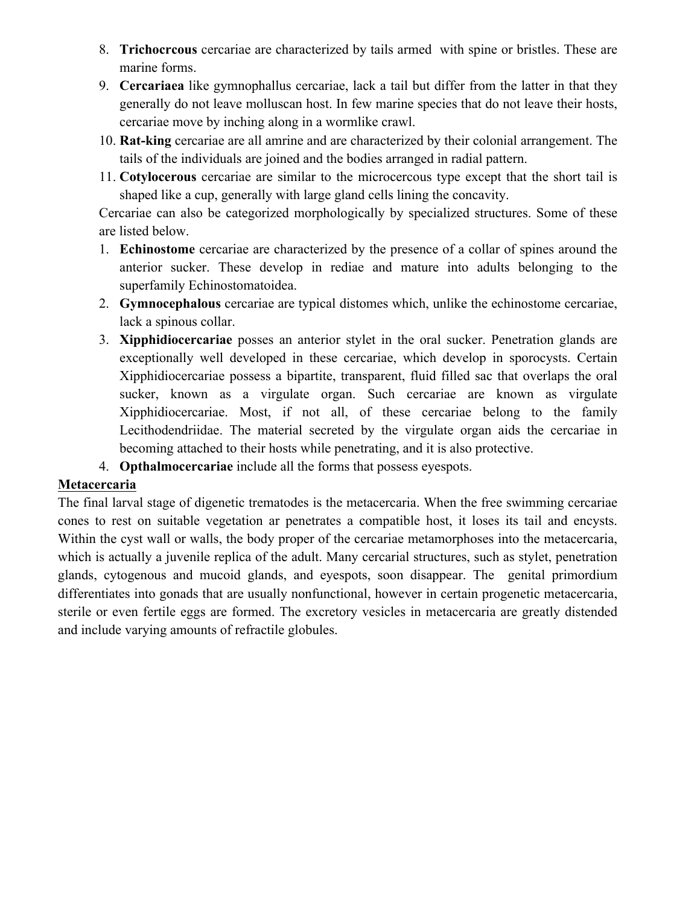8. **Trichocrcous** cercariae are characterized by tails armed with spine or bristles. These are marine forms.
9. **Cercariaea** like gymnophallus cercariae, lack a tail but differ from the latter in that they generally do not leave molluscan host. In few marine species that do not leave their hosts, cercariae move by inching along in a wormlike crawl.
10. **Rat-king** cercariae are all amrine and are characterized by their colonial arrangement. The tails of the individuals are joined and the bodies arranged in radial pattern.
11. **Cotylocerous** cercariae are similar to the microcercous type except that the short tail is shaped like a cup, generally with large gland cells lining the concavity.

Cercariae can also be categorized morphologically by specialized structures. Some of these are listed below.

1. **Echinostome** cercariae are characterized by the presence of a collar of spines around the anterior sucker. These develop in rediae and mature into adults belonging to the superfamily Echinostomatoidea.
2. **Gymnocephalous** cercariae are typical distomes which, unlike the echinostome cercariae, lack a spinous collar.
3. **Xipphidiocercariae** posses an anterior stylet in the oral sucker. Penetration glands are exceptionally well developed in these cercariae, which develop in sporocysts. Certain Xipphidiocercariae possess a bipartite, transparent, fluid filled sac that overlaps the oral sucker, known as a virgulate organ. Such cercariae are known as virgulate Xipphidiocercariae. Most, if not all, of these cercariae belong to the family Lecithodendriidae. The material secreted by the virgulate organ aids the cercariae in becoming attached to their hosts while penetrating, and it is also protective.
4. **Opthalmocercariae** include all the forms that possess eyespots.

## Metacercaria

The final larval stage of digenetic trematodes is the metacercaria. When the free swimming cercariae cones to rest on suitable vegetation ar penetrates a compatible host, it loses its tail and encysts. Within the cyst wall or walls, the body proper of the cercariae metamorphoses into the metacercaria, which is actually a juvenile replica of the adult. Many cercarial structures, such as stylet, penetration glands, cytogenous and mucoid glands, and eyespots, soon disappear. The genital primordium differentiates into gonads that are usually nonfunctional, however in certain progenetic metacercaria, sterile or even fertile eggs are formed. The excretory vesicles in metacercaria are greatly distended and include varying amounts of refractile globules.